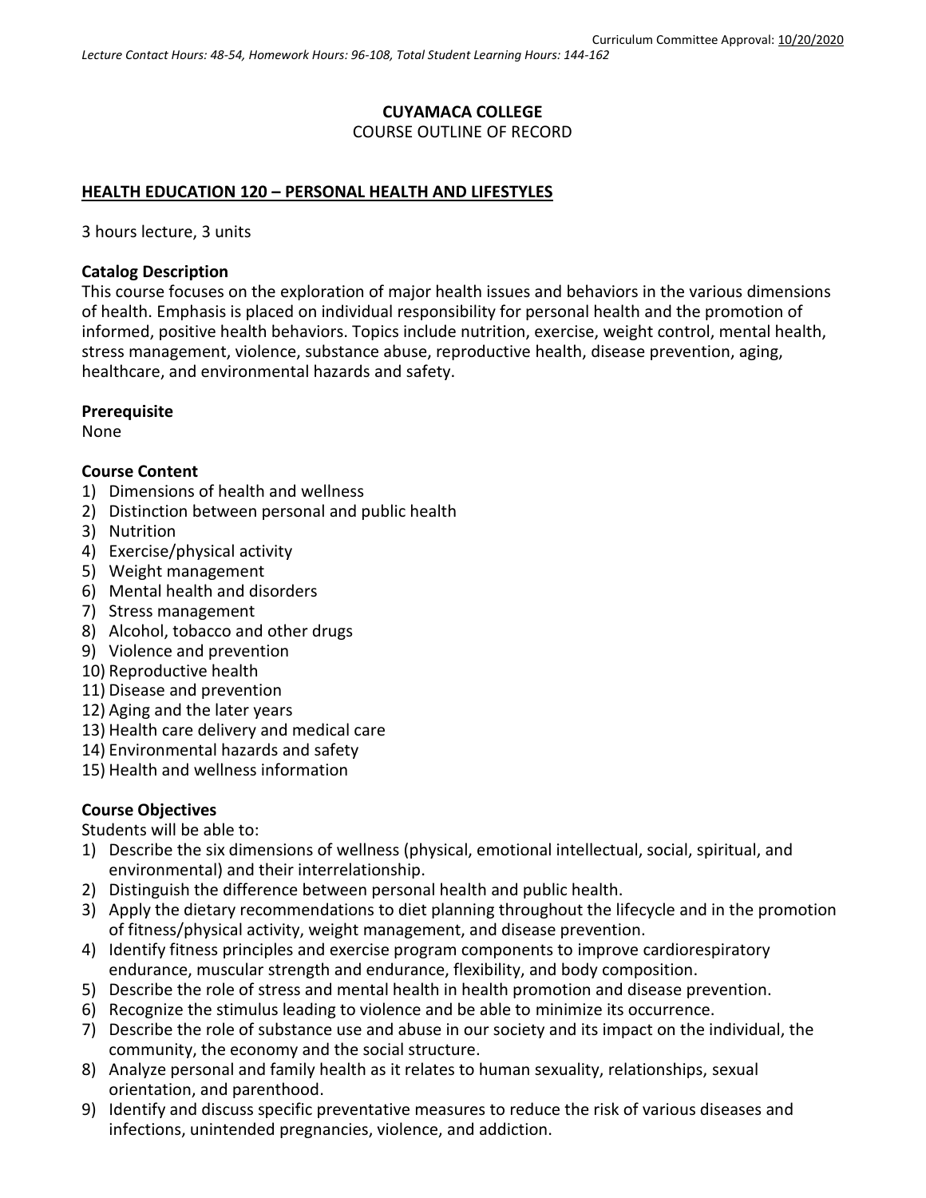Curriculum Committee Approval: 10/20/2020

*Lecture Contact Hours: 48-54, Homework Hours: 96-108, Total Student Learning Hours: 144-162*

**CUYAMACA COLLEGE**
COURSE OUTLINE OF RECORD

**HEALTH EDUCATION 120 – PERSONAL HEALTH AND LIFESTYLES**

3 hours lecture, 3 units

**Catalog Description**
This course focuses on the exploration of major health issues and behaviors in the various dimensions of health. Emphasis is placed on individual responsibility for personal health and the promotion of informed, positive health behaviors. Topics include nutrition, exercise, weight control, mental health, stress management, violence, substance abuse, reproductive health, disease prevention, aging, healthcare, and environmental hazards and safety.

**Prerequisite**
None

**Course Content**
1) Dimensions of health and wellness
2) Distinction between personal and public health
3) Nutrition
4) Exercise/physical activity
5) Weight management
6) Mental health and disorders
7) Stress management
8) Alcohol, tobacco and other drugs
9) Violence and prevention
10) Reproductive health
11) Disease and prevention
12) Aging and the later years
13) Health care delivery and medical care
14) Environmental hazards and safety
15) Health and wellness information

**Course Objectives**
Students will be able to:
1) Describe the six dimensions of wellness (physical, emotional intellectual, social, spiritual, and environmental) and their interrelationship.
2) Distinguish the difference between personal health and public health.
3) Apply the dietary recommendations to diet planning throughout the lifecycle and in the promotion of fitness/physical activity, weight management, and disease prevention.
4) Identify fitness principles and exercise program components to improve cardiorespiratory endurance, muscular strength and endurance, flexibility, and body composition.
5) Describe the role of stress and mental health in health promotion and disease prevention.
6) Recognize the stimulus leading to violence and be able to minimize its occurrence.
7) Describe the role of substance use and abuse in our society and its impact on the individual, the community, the economy and the social structure.
8) Analyze personal and family health as it relates to human sexuality, relationships, sexual orientation, and parenthood.
9) Identify and discuss specific preventative measures to reduce the risk of various diseases and infections, unintended pregnancies, violence, and addiction.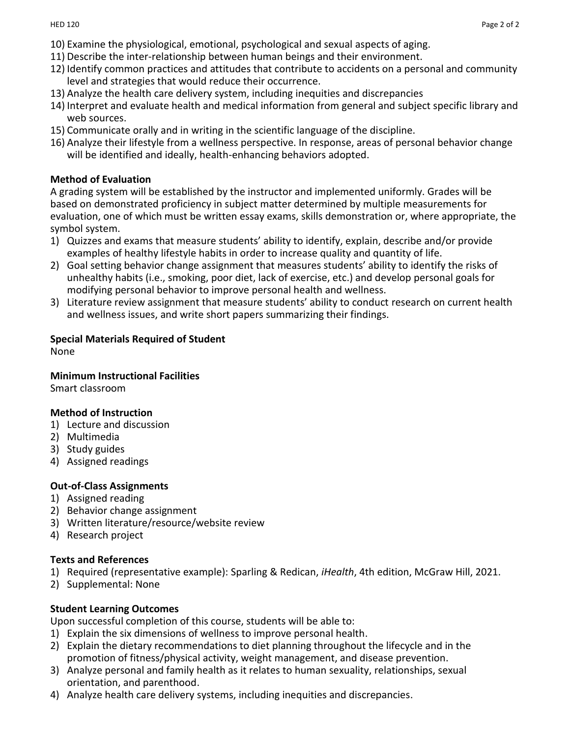10) Examine the physiological, emotional, psychological and sexual aspects of aging.
11) Describe the inter-relationship between human beings and their environment.
12) Identify common practices and attitudes that contribute to accidents on a personal and community level and strategies that would reduce their occurrence.
13) Analyze the health care delivery system, including inequities and discrepancies
14) Interpret and evaluate health and medical information from general and subject specific library and web sources.
15) Communicate orally and in writing in the scientific language of the discipline.
16) Analyze their lifestyle from a wellness perspective. In response, areas of personal behavior change will be identified and ideally, health-enhancing behaviors adopted.

**Method of Evaluation**

A grading system will be established by the instructor and implemented uniformly. Grades will be based on demonstrated proficiency in subject matter determined by multiple measurements for evaluation, one of which must be written essay exams, skills demonstration or, where appropriate, the symbol system.

1) Quizzes and exams that measure students' ability to identify, explain, describe and/or provide examples of healthy lifestyle habits in order to increase quality and quantity of life.
2) Goal setting behavior change assignment that measures students' ability to identify the risks of unhealthy habits (i.e., smoking, poor diet, lack of exercise, etc.) and develop personal goals for modifying personal behavior to improve personal health and wellness.
3) Literature review assignment that measure students' ability to conduct research on current health and wellness issues, and write short papers summarizing their findings.

**Special Materials Required of Student**

None

**Minimum Instructional Facilities**

Smart classroom

**Method of Instruction**

1) Lecture and discussion
2) Multimedia
3) Study guides
4) Assigned readings

**Out-of-Class Assignments**

1) Assigned reading
2) Behavior change assignment
3) Written literature/resource/website review
4) Research project

**Texts and References**

1) Required (representative example): Sparling & Redican, *iHealth*, 4th edition, McGraw Hill, 2021.
2) Supplemental: None

**Student Learning Outcomes**

Upon successful completion of this course, students will be able to:

1) Explain the six dimensions of wellness to improve personal health.
2) Explain the dietary recommendations to diet planning throughout the lifecycle and in the promotion of fitness/physical activity, weight management, and disease prevention.
3) Analyze personal and family health as it relates to human sexuality, relationships, sexual orientation, and parenthood.
4) Analyze health care delivery systems, including inequities and discrepancies.